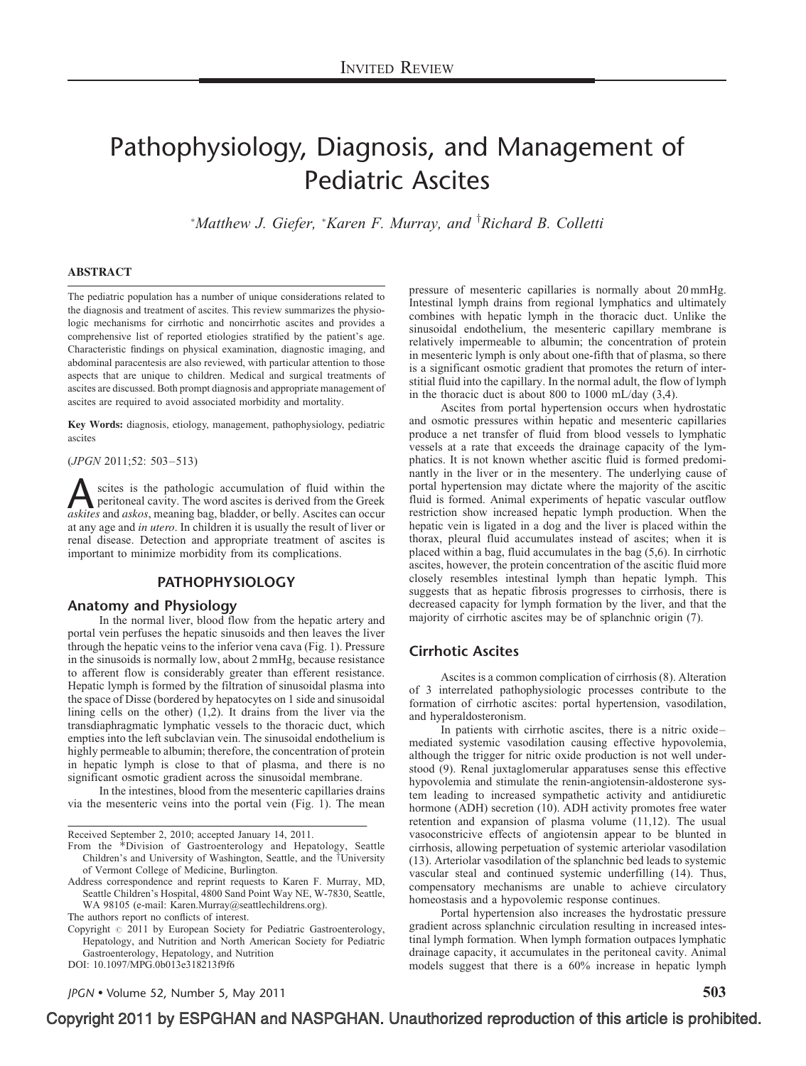INVITED REVIEW

# Pathophysiology, Diagnosis, and Management of Pediatric Ascites

*Matthew J. Giefer, *Karen F. Murray, and †Richard B. Colletti

## ABSTRACT

The pediatric population has a number of unique considerations related to the diagnosis and treatment of ascites. This review summarizes the physiologic mechanisms for cirrhotic and noncirrhotic ascites and provides a comprehensive list of reported etiologies stratified by the patient's age. Characteristic findings on physical examination, diagnostic imaging, and abdominal paracentesis are also reviewed, with particular attention to those aspects that are unique to children. Medical and surgical treatments of ascites are discussed. Both prompt diagnosis and appropriate management of ascites are required to avoid associated morbidity and mortality.

**Key Words:** diagnosis, etiology, management, pathophysiology, pediatric ascites

(*JPGN* 2011;52: 503–513)

Ascites is the pathologic accumulation of fluid within the peritoneal cavity. The word ascites is derived from the Greek *askites* and *askos*, meaning bag, bladder, or belly. Ascites can occur at any age and *in utero*. In children it is usually the result of liver or renal disease. Detection and appropriate treatment of ascites is important to minimize morbidity from its complications.

## PATHOPHYSIOLOGY

### Anatomy and Physiology

In the normal liver, blood flow from the hepatic artery and portal vein perfuses the hepatic sinusoids and then leaves the liver through the hepatic veins to the inferior vena cava (Fig. 1). Pressure in the sinusoids is normally low, about 2 mmHg, because resistance to afferent flow is considerably greater than efferent resistance. Hepatic lymph is formed by the filtration of sinusoidal plasma into the space of Disse (bordered by hepatocytes on 1 side and sinusoidal lining cells on the other) (1,2). It drains from the liver via the transdiaphragmatic lymphatic vessels to the thoracic duct, which empties into the left subclavian vein. The sinusoidal endothelium is highly permeable to albumin; therefore, the concentration of protein in hepatic lymph is close to that of plasma, and there is no significant osmotic gradient across the sinusoidal membrane.

In the intestines, blood from the mesenteric capillaries drains via the mesenteric veins into the portal vein (Fig. 1). The mean pressure of mesenteric capillaries is normally about 20 mmHg. Intestinal lymph drains from regional lymphatics and ultimately combines with hepatic lymph in the thoracic duct. Unlike the sinusoidal endothelium, the mesenteric capillary membrane is relatively impermeable to albumin; the concentration of protein in mesenteric lymph is only about one-fifth that of plasma, so there is a significant osmotic gradient that promotes the return of interstitial fluid into the capillary. In the normal adult, the flow of lymph in the thoracic duct is about 800 to 1000 mL/day (3,4).

Ascites from portal hypertension occurs when hydrostatic and osmotic pressures within hepatic and mesenteric capillaries produce a net transfer of fluid from blood vessels to lymphatic vessels at a rate that exceeds the drainage capacity of the lymphatics. It is not known whether ascitic fluid is formed predominantly in the liver or in the mesentery. The underlying cause of portal hypertension may dictate where the majority of the ascitic fluid is formed. Animal experiments of hepatic vascular outflow restriction show increased hepatic lymph production. When the hepatic vein is ligated in a dog and the liver is placed within the thorax, pleural fluid accumulates instead of ascites; when it is placed within a bag, fluid accumulates in the bag (5,6). In cirrhotic ascites, however, the protein concentration of the ascitic fluid more closely resembles intestinal lymph than hepatic lymph. This suggests that as hepatic fibrosis progresses to cirrhosis, there is decreased capacity for lymph formation by the liver, and that the majority of cirrhotic ascites may be of splanchnic origin (7).

### Cirrhotic Ascites

Ascites is a common complication of cirrhosis (8). Alteration of 3 interrelated pathophysiologic processes contribute to the formation of cirrhotic ascites: portal hypertension, vasodilation, and hyperaldosteronism.

In patients with cirrhotic ascites, there is a nitric oxide–mediated systemic vasodilation causing effective hypovolemia, although the trigger for nitric oxide production is not well understood (9). Renal juxtaglomerular apparatuses sense this effective hypovolemia and stimulate the renin-angiotensin-aldosterone system leading to increased sympathetic activity and antidiuretic hormone (ADH) secretion (10). ADH activity promotes free water retention and expansion of plasma volume (11,12). The usual vasoconstricive effects of angiotensin appear to be blunted in cirrhosis, allowing perpetuation of systemic arteriolar vasodilation (13). Arteriolar vasodilation of the splanchnic bed leads to systemic vascular steal and continued systemic underfilling (14). Thus, compensatory mechanisms are unable to achieve circulatory homeostasis and a hypovolemic response continues.

Portal hypertension also increases the hydrostatic pressure gradient across splanchnic circulation resulting in increased intestinal lymph formation. When lymph formation outpaces lymphatic drainage capacity, it accumulates in the peritoneal cavity. Animal models suggest that there is a 60% increase in hepatic lymph

---

Received September 2, 2010; accepted January 14, 2011.

From the *Division of Gastroenterology and Hepatology, Seattle Children's and University of Washington, Seattle, and the †University of Vermont College of Medicine, Burlington.

Address correspondence and reprint requests to Karen F. Murray, MD, Seattle Children's Hospital, 4800 Sand Point Way NE, W-7830, Seattle, WA 98105 (e-mail: Karen.Murray@seattlechildrens.org).

The authors report no conflicts of interest.

Copyright © 2011 by European Society for Pediatric Gastroenterology, Hepatology, and Nutrition and North American Society for Pediatric Gastroenterology, Hepatology, and Nutrition

DOI: 10.1097/MPG.0b013e318213f9f6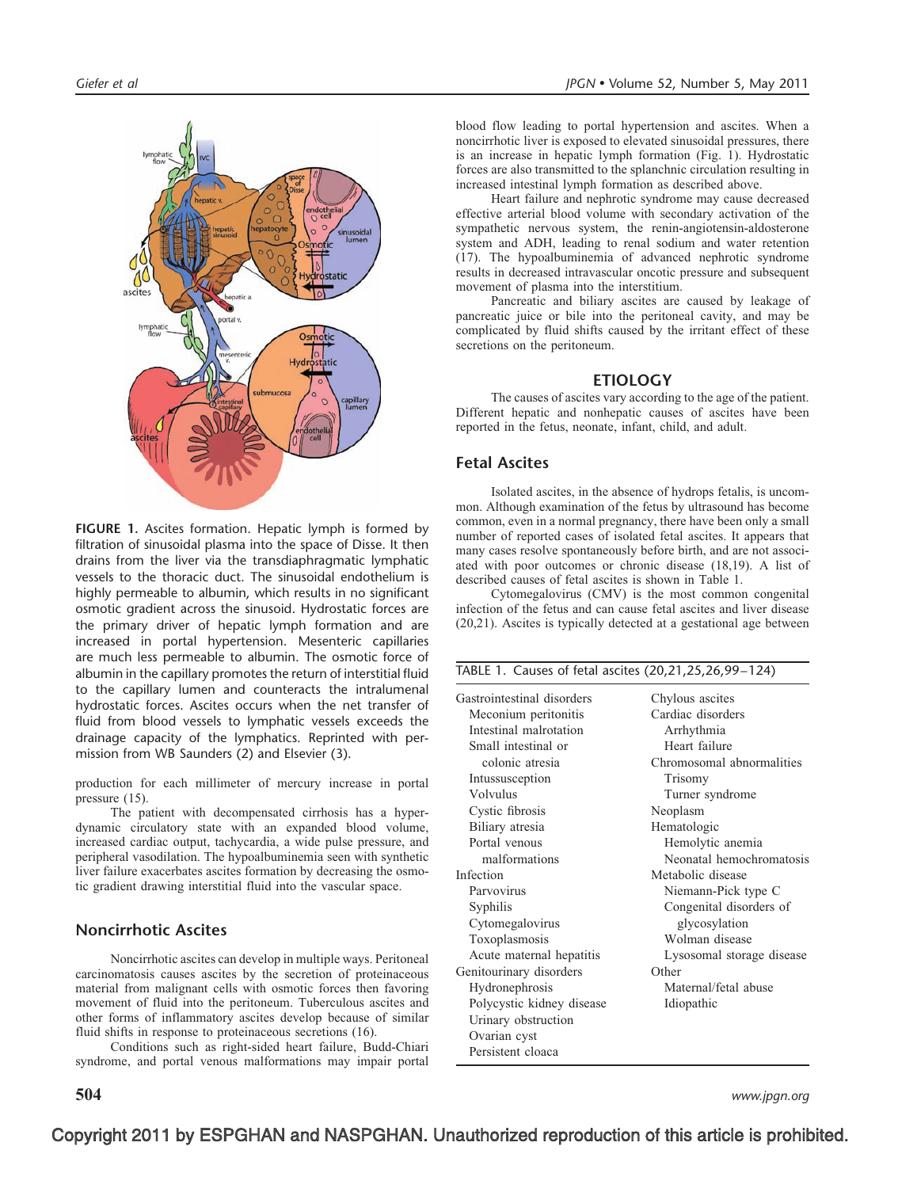FIGURE 1. Ascites formation. Hepatic lymph is formed by filtration of sinusoidal plasma into the space of Disse. It then drains from the liver via the transdiaphragmatic lymphatic vessels to the thoracic duct. The sinusoidal endothelium is highly permeable to albumin, which results in no significant osmotic gradient across the sinusoid. Hydrostatic forces are the primary driver of hepatic lymph formation and are increased in portal hypertension. Mesenteric capillaries are much less permeable to albumin. The osmotic force of albumin in the capillary promotes the return of interstitial fluid to the capillary lumen and counteracts the intraluminal hydrostatic forces. Ascites occurs when the net transfer of fluid from blood vessels to lymphatic vessels exceeds the drainage capacity of the lymphatics. Reprinted with permission from WB Saunders (2) and Elsevier (3).

production for each millimeter of mercury increase in portal pressure (15).

The patient with decompensated cirrhosis has a hyperdynamic circulatory state with an expanded blood volume, increased cardiac output, tachycardia, a wide pulse pressure, and peripheral vasodilation. The hypoalbuminemia seen with synthetic liver failure exacerbates ascites formation by decreasing the osmotic gradient drawing interstitial fluid into the vascular space.

## Noncirrhotic Ascites

Noncirrhotic ascites can develop in multiple ways. Peritoneal carcinomatosis causes ascites by the secretion of proteinaceous material from malignant cells with osmotic forces then favoring movement of fluid into the peritoneum. Tuberculous ascites and other forms of inflammatory ascites develop because of similar fluid shifts in response to proteinaceous secretions (16).

Conditions such as right-sided heart failure, Budd-Chiari syndrome, and portal venous malformations may impair portal blood flow leading to portal hypertension and ascites. When a noncirrhotic liver is exposed to elevated sinusoidal pressures, there is an increase in hepatic lymph formation (Fig. 1). Hydrostatic forces are also transmitted to the splanchnic circulation resulting in increased intestinal lymph formation as described above.

Heart failure and nephrotic syndrome may cause decreased effective arterial blood volume with secondary activation of the sympathetic nervous system, the renin-angiotensin-aldosterone system and ADH, leading to renal sodium and water retention (17). The hypoalbuminemia of advanced nephrotic syndrome results in decreased intravascular oncotic pressure and subsequent movement of plasma into the interstitium.

Pancreatic and biliary ascites are caused by leakage of pancreatic juice or bile into the peritoneal cavity, and may be complicated by fluid shifts caused by the irritant effect of these secretions on the peritoneum.

# ETIOLOGY

The causes of ascites vary according to the age of the patient. Different hepatic and nonhepatic causes of ascites have been reported in the fetus, neonate, infant, child, and adult.

## Fetal Ascites

Isolated ascites, in the absence of hydrops fetalis, is uncommon. Although examination of the fetus by ultrasound has become common, even in a normal pregnancy, there have been only a small number of reported cases of isolated fetal ascites. It appears that many cases resolve spontaneously before birth, and are not associated with poor outcomes or chronic disease (18,19). A list of described causes of fetal ascites is shown in Table 1.

Cytomegalovirus (CMV) is the most common congenital infection of the fetus and can cause fetal ascites and liver disease (20,21). Ascites is typically detected at a gestational age between

TABLE 1. Causes of fetal ascites (20,21,25,26,99–124)

| | |
|---|---|
| Gastrointestinal disorders | Chylous ascites |
| Meconium peritonitis | Cardiac disorders |
| Intestinal malrotation | Arrhythmia |
| Small intestinal or colonic atresia | Heart failure |
| Intussusception | Chromosomal abnormalities |
| Volvulus | Trisomy |
| Cystic fibrosis | Turner syndrome |
| Biliary atresia | Neoplasm |
| Portal venous malformations | Hematologic |
| Infection | Hemolytic anemia |
| Parvovirus | Neonatal hemochromatosis |
| Syphilis | Metabolic disease |
| Cytomegalovirus | Niemann-Pick type C |
| Toxoplasmosis | Congenital disorders of glycosylation |
| Acute maternal hepatitis | Wolman disease |
| Genitourinary disorders | Lysosomal storage disease |
| Hydronephrosis | Other |
| Polycystic kidney disease | Maternal/fetal abuse |
| Urinary obstruction | Idiopathic |
| Ovarian cyst | |
| Persistent cloaca | |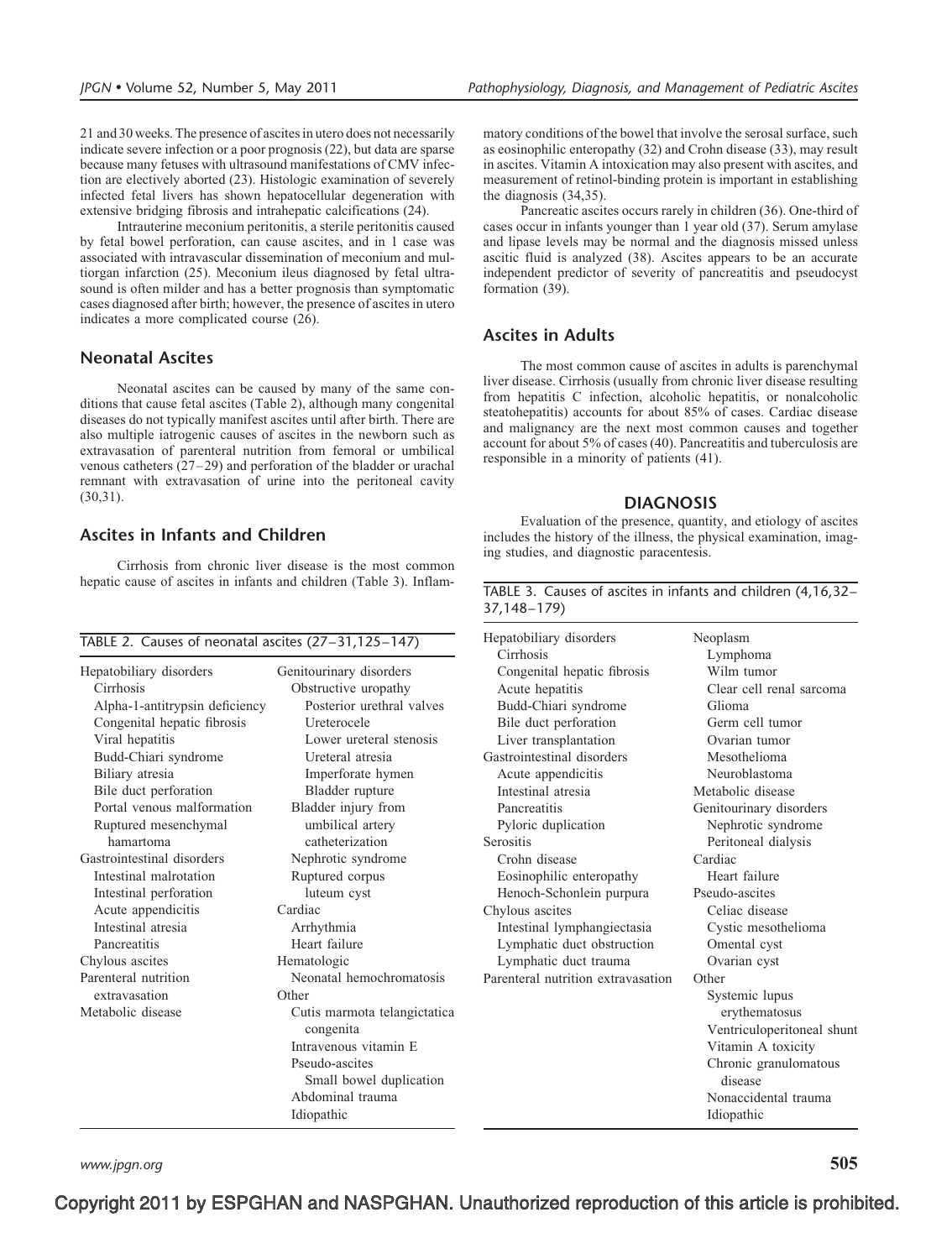21 and 30 weeks. The presence of ascites in utero does not necessarily indicate severe infection or a poor prognosis (22), but data are sparse because many fetuses with ultrasound manifestations of CMV infection are electively aborted (23). Histologic examination of severely infected fetal livers has shown hepatocellular degeneration with extensive bridging fibrosis and intrahepatic calcifications (24).

Intrauterine meconium peritonitis, a sterile peritonitis caused by fetal bowel perforation, can cause ascites, and in 1 case was associated with intravascular dissemination of meconium and multiorgan infarction (25). Meconium ileus diagnosed by fetal ultrasound is often milder and has a better prognosis than symptomatic cases diagnosed after birth; however, the presence of ascites in utero indicates a more complicated course (26).

## Neonatal Ascites

Neonatal ascites can be caused by many of the same conditions that cause fetal ascites (Table 2), although many congenital diseases do not typically manifest ascites until after birth. There are also multiple iatrogenic causes of ascites in the newborn such as extravasation of parenteral nutrition from femoral or umbilical venous catheters (27–29) and perforation of the bladder or urachal remnant with extravasation of urine into the peritoneal cavity (30,31).

## Ascites in Infants and Children

Cirrhosis from chronic liver disease is the most common hepatic cause of ascites in infants and children (Table 3). Inflammatory conditions of the bowel that involve the serosal surface, such as eosinophilic enteropathy (32) and Crohn disease (33), may result in ascites. Vitamin A intoxication may also present with ascites, and measurement of retinol-binding protein is important in establishing the diagnosis (34,35).

Pancreatic ascites occurs rarely in children (36). One-third of cases occur in infants younger than 1 year old (37). Serum amylase and lipase levels may be normal and the diagnosis missed unless ascitic fluid is analyzed (38). Ascites appears to be an accurate independent predictor of severity of pancreatitis and pseudocyst formation (39).

## Ascites in Adults

The most common cause of ascites in adults is parenchymal liver disease. Cirrhosis (usually from chronic liver disease resulting from hepatitis C infection, alcoholic hepatitis, or nonalcoholic steatohepatitis) accounts for about 85% of cases. Cardiac disease and malignancy are the next most common causes and together account for about 5% of cases (40). Pancreatitis and tuberculosis are responsible in a minority of patients (41).

# DIAGNOSIS

Evaluation of the presence, quantity, and etiology of ascites includes the history of the illness, the physical examination, imaging studies, and diagnostic paracentesis.

TABLE 2. Causes of neonatal ascites (27–31,125–147)

| | |
|---|---|
| Hepatobiliary disorders | Genitourinary disorders |
| Cirrhosis | Obstructive uropathy |
| Alpha-1-antitrypsin deficiency | Posterior urethral valves |
| Congenital hepatic fibrosis | Ureterocele |
| Viral hepatitis | Lower ureteral stenosis |
| Budd-Chiari syndrome | Ureteral atresia |
| Biliary atresia | Imperforate hymen |
| Bile duct perforation | Bladder rupture |
| Portal venous malformation | Bladder injury from umbilical artery catheterization |
| Ruptured mesenchymal hamartoma | Nephrotic syndrome |
| Gastrointestinal disorders | Ruptured corpus luteum cyst |
| Intestinal malrotation | Cardiac |
| Intestinal perforation | Arrhythmia |
| Acute appendicitis | Heart failure |
| Intestinal atresia | Hematologic |
| Pancreatitis | Neonatal hemochromatosis |
| Chylous ascites | Other |
| Parenteral nutrition extravasation | Cutis marmota telangiectatica congenita |
| Metabolic disease | Intravenous vitamin E |
| | Pseudo-ascites |
| | Small bowel duplication |
| | Abdominal trauma |
| | Idiopathic |

TABLE 3. Causes of ascites in infants and children (4,16,32–37,148–179)

| | |
|---|---|
| Hepatobiliary disorders | Neoplasm |
| Cirrhosis | Lymphoma |
| Congenital hepatic fibrosis | Wilm tumor |
| Acute hepatitis | Clear cell renal sarcoma |
| Budd-Chiari syndrome | Glioma |
| Bile duct perforation | Germ cell tumor |
| Liver transplantation | Ovarian tumor |
| Gastrointestinal disorders | Mesothelioma |
| Acute appendicitis | Neuroblastoma |
| Intestinal atresia | Metabolic disease |
| Pancreatitis | Genitourinary disorders |
| Pyloric duplication | Nephrotic syndrome |
| Serositis | Peritoneal dialysis |
| Crohn disease | Cardiac |
| Eosinophilic enteropathy | Heart failure |
| Henoch-Schonlein purpura | Pseudo-ascites |
| Chylous ascites | Celiac disease |
| Intestinal lymphangiectasia | Cystic mesothelioma |
| Lymphatic duct obstruction | Omental cyst |
| Lymphatic duct trauma | Ovarian cyst |
| Parenteral nutrition extravasation | Other |
| | Systemic lupus erythematosus |
| | Ventriculoperitoneal shunt |
| | Vitamin A toxicity |
| | Chronic granulomatous disease |
| | Nonaccidental trauma |
| | Idiopathic |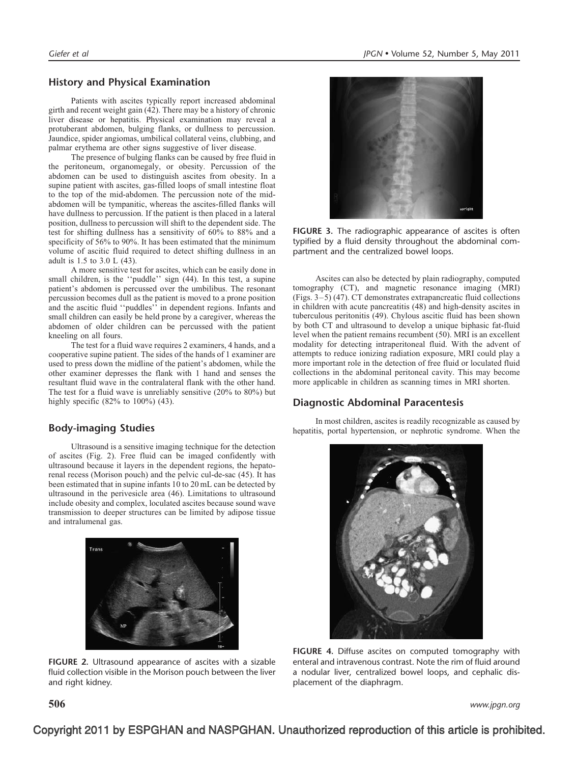## History and Physical Examination

Patients with ascites typically report increased abdominal girth and recent weight gain (42). There may be a history of chronic liver disease or hepatitis. Physical examination may reveal a protuberant abdomen, bulging flanks, or dullness to percussion. Jaundice, spider angiomas, umbilical collateral veins, clubbing, and palmar erythema are other signs suggestive of liver disease.

The presence of bulging flanks can be caused by free fluid in the peritoneum, organomegaly, or obesity. Percussion of the abdomen can be used to distinguish ascites from obesity. In a supine patient with ascites, gas-filled loops of small intestine float to the top of the mid-abdomen. The percussion note of the mid-abdomen will be tympanitic, whereas the ascites-filled flanks will have dullness to percussion. If the patient is then placed in a lateral position, dullness to percussion will shift to the dependent side. The test for shifting dullness has a sensitivity of 60% to 88% and a specificity of 56% to 90%. It has been estimated that the minimum volume of ascitic fluid required to detect shifting dullness in an adult is 1.5 to 3.0 L (43).

A more sensitive test for ascites, which can be easily done in small children, is the ''puddle'' sign (44). In this test, a supine patient's abdomen is percussed over the umbilibus. The resonant percussion becomes dull as the patient is moved to a prone position and the ascitic fluid ''puddles'' in dependent regions. Infants and small children can easily be held prone by a caregiver, whereas the abdomen of older children can be percussed with the patient kneeling on all fours.

The test for a fluid wave requires 2 examiners, 4 hands, and a cooperative supine patient. The sides of the hands of 1 examiner are used to press down the midline of the patient's abdomen, while the other examiner depresses the flank with 1 hand and senses the resultant fluid wave in the contralateral flank with the other hand. The test for a fluid wave is unreliably sensitive (20% to 80%) but highly specific (82% to 100%) (43).

## Body-imaging Studies

Ultrasound is a sensitive imaging technique for the detection of ascites (Fig. 2). Free fluid can be imaged confidently with ultrasound because it layers in the dependent regions, the hepatorenal recess (Morison pouch) and the pelvic cul-de-sac (45). It has been estimated that in supine infants 10 to 20 mL can be detected by ultrasound in the perivesicle area (46). Limitations to ultrasound include obesity and complex, loculated ascites because sound wave transmission to deeper structures can be limited by adipose tissue and intralumenal gas.

**FIGURE 2.** Ultrasound appearance of ascites with a sizable fluid collection visible in the Morison pouch between the liver and right kidney.

**FIGURE 3.** The radiographic appearance of ascites is often typified by a fluid density throughout the abdominal compartment and the centralized bowel loops.

Ascites can also be detected by plain radiography, computed tomography (CT), and magnetic resonance imaging (MRI) (Figs. 3–5) (47). CT demonstrates extrapancreatic fluid collections in children with acute pancreatitis (48) and high-density ascites in tuberculous peritonitis (49). Chylous ascitic fluid has been shown by both CT and ultrasound to develop a unique biphasic fat-fluid level when the patient remains recumbent (50). MRI is an excellent modality for detecting intraperitoneal fluid. With the advent of attempts to reduce ionizing radiation exposure, MRI could play a more important role in the detection of free fluid or loculated fluid collections in the abdominal peritoneal cavity. This may become more applicable in children as scanning times in MRI shorten.

## Diagnostic Abdominal Paracentesis

In most children, ascites is readily recognizable as caused by hepatitis, portal hypertension, or nephrotic syndrome. When the

**FIGURE 4.** Diffuse ascites on computed tomography with enteral and intravenous contrast. Note the rim of fluid around a nodular liver, centralized bowel loops, and cephalic displacement of the diaphragm.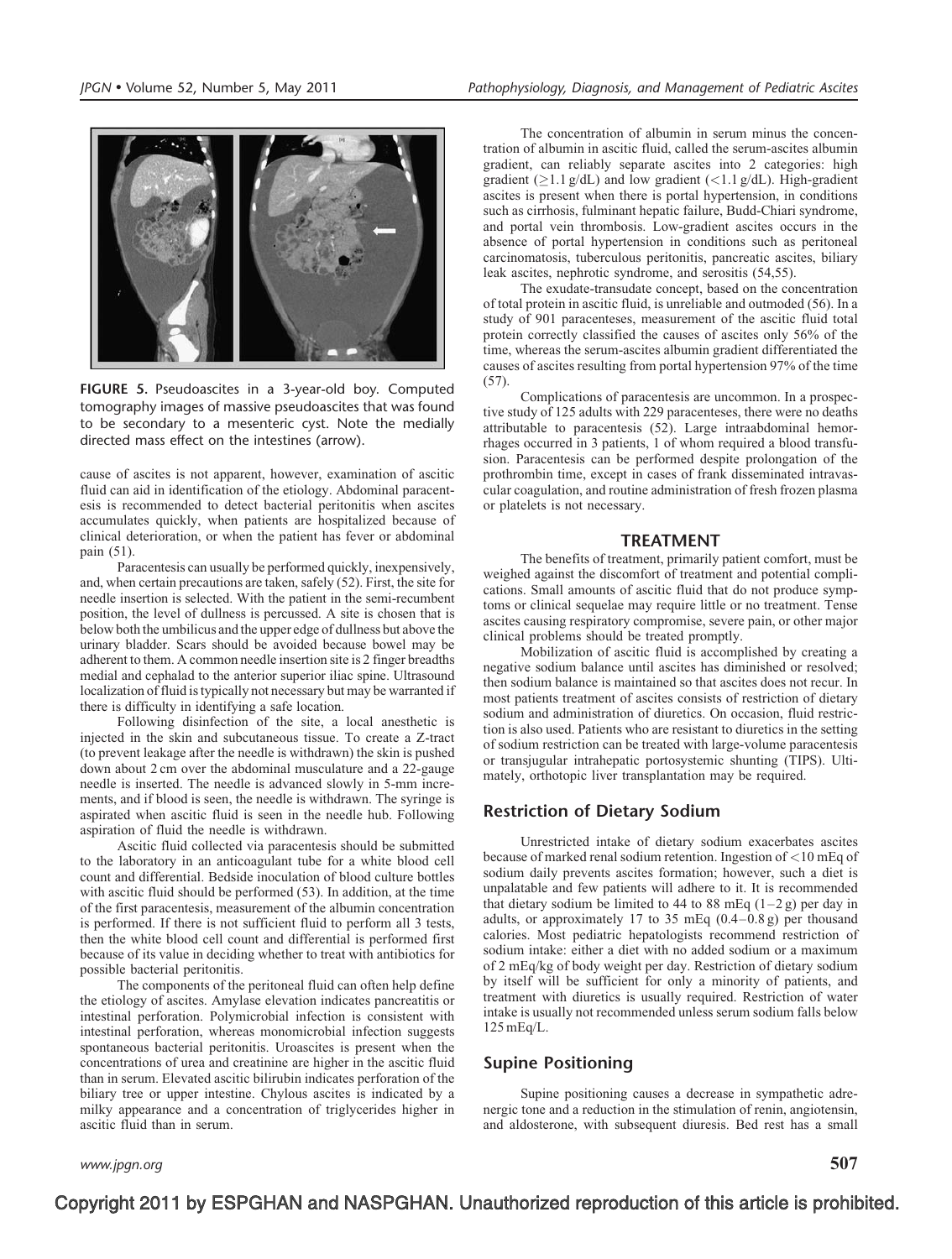FIGURE 5. Pseudoascites in a 3-year-old boy. Computed tomography images of massive pseudoascites that was found to be secondary to a mesenteric cyst. Note the medially directed mass effect on the intestines (arrow).

cause of ascites is not apparent, however, examination of ascitic fluid can aid in identification of the etiology. Abdominal paracentesis is recommended to detect bacterial peritonitis when ascites accumulates quickly, when patients are hospitalized because of clinical deterioration, or when the patient has fever or abdominal pain (51).

Paracentesis can usually be performed quickly, inexpensively, and, when certain precautions are taken, safely (52). First, the site for needle insertion is selected. With the patient in the semi-recumbent position, the level of dullness is percussed. A site is chosen that is below both the umbilicus and the upper edge of dullness but above the urinary bladder. Scars should be avoided because bowel may be adherent to them. A common needle insertion site is 2 finger breadths medial and cephalad to the anterior superior iliac spine. Ultrasound localization of fluid is typically not necessary but may be warranted if there is difficulty in identifying a safe location.

Following disinfection of the site, a local anesthetic is injected in the skin and subcutaneous tissue. To create a Z-tract (to prevent leakage after the needle is withdrawn) the skin is pushed down about 2 cm over the abdominal musculature and a 22-gauge needle is inserted. The needle is advanced slowly in 5-mm increments, and if blood is seen, the needle is withdrawn. The syringe is aspirated when ascitic fluid is seen in the needle hub. Following aspiration of fluid the needle is withdrawn.

Ascitic fluid collected via paracentesis should be submitted to the laboratory in an anticoagulant tube for a white blood cell count and differential. Bedside inoculation of blood culture bottles with ascitic fluid should be performed (53). In addition, at the time of the first paracentesis, measurement of the albumin concentration is performed. If there is not sufficient fluid to perform all 3 tests, then the white blood cell count and differential is performed first because of its value in deciding whether to treat with antibiotics for possible bacterial peritonitis.

The components of the peritoneal fluid can often help define the etiology of ascites. Amylase elevation indicates pancreatitis or intestinal perforation. Polymicrobial infection is consistent with intestinal perforation, whereas monomicrobial infection suggests spontaneous bacterial peritonitis. Uroascites is present when the concentrations of urea and creatinine are higher in the ascitic fluid than in serum. Elevated ascitic bilirubin indicates perforation of the biliary tree or upper intestine. Chylous ascites is indicated by a milky appearance and a concentration of triglycerides higher in ascitic fluid than in serum.

The concentration of albumin in serum minus the concentration of albumin in ascitic fluid, called the serum-ascites albumin gradient, can reliably separate ascites into 2 categories: high gradient ($\geq$1.1 g/dL) and low gradient ($<$1.1 g/dL). High-gradient ascites is present when there is portal hypertension, in conditions such as cirrhosis, fulminant hepatic failure, Budd-Chiari syndrome, and portal vein thrombosis. Low-gradient ascites occurs in the absence of portal hypertension in conditions such as peritoneal carcinomatosis, tuberculous peritonitis, pancreatic ascites, biliary leak ascites, nephrotic syndrome, and serositis (54,55).

The exudate-transudate concept, based on the concentration of total protein in ascitic fluid, is unreliable and outmoded (56). In a study of 901 paracenteses, measurement of the ascitic fluid total protein correctly classified the causes of ascites only 56% of the time, whereas the serum-ascites albumin gradient differentiated the causes of ascites resulting from portal hypertension 97% of the time (57).

Complications of paracentesis are uncommon. In a prospective study of 125 adults with 229 paracenteses, there were no deaths attributable to paracentesis (52). Large intraabdominal hemorrhages occurred in 3 patients, 1 of whom required a blood transfusion. Paracentesis can be performed despite prolongation of the prothrombin time, except in cases of frank disseminated intravascular coagulation, and routine administration of fresh frozen plasma or platelets is not necessary.

## TREATMENT

The benefits of treatment, primarily patient comfort, must be weighed against the discomfort of treatment and potential complications. Small amounts of ascitic fluid that do not produce symptoms or clinical sequelae may require little or no treatment. Tense ascites causing respiratory compromise, severe pain, or other major clinical problems should be treated promptly.

Mobilization of ascitic fluid is accomplished by creating a negative sodium balance until ascites has diminished or resolved; then sodium balance is maintained so that ascites does not recur. In most patients treatment of ascites consists of restriction of dietary sodium and administration of diuretics. On occasion, fluid restriction is also used. Patients who are resistant to diuretics in the setting of sodium restriction can be treated with large-volume paracentesis or transjugular intrahepatic portosystemic shunting (TIPS). Ultimately, orthotopic liver transplantation may be required.

### Restriction of Dietary Sodium

Unrestricted intake of dietary sodium exacerbates ascites because of marked renal sodium retention. Ingestion of $<$10 mEq of sodium daily prevents ascites formation; however, such a diet is unpalatable and few patients will adhere to it. It is recommended that dietary sodium be limited to 44 to 88 mEq (1–2 g) per day in adults, or approximately 17 to 35 mEq (0.4–0.8 g) per thousand calories. Most pediatric hepatologists recommend restriction of sodium intake: either a diet with no added sodium or a maximum of 2 mEq/kg of body weight per day. Restriction of dietary sodium by itself will be sufficient for only a minority of patients, and treatment with diuretics is usually required. Restriction of water intake is usually not recommended unless serum sodium falls below 125 mEq/L.

### Supine Positioning

Supine positioning causes a decrease in sympathetic adrenergic tone and a reduction in the stimulation of renin, angiotensin, and aldosterone, with subsequent diuresis. Bed rest has a small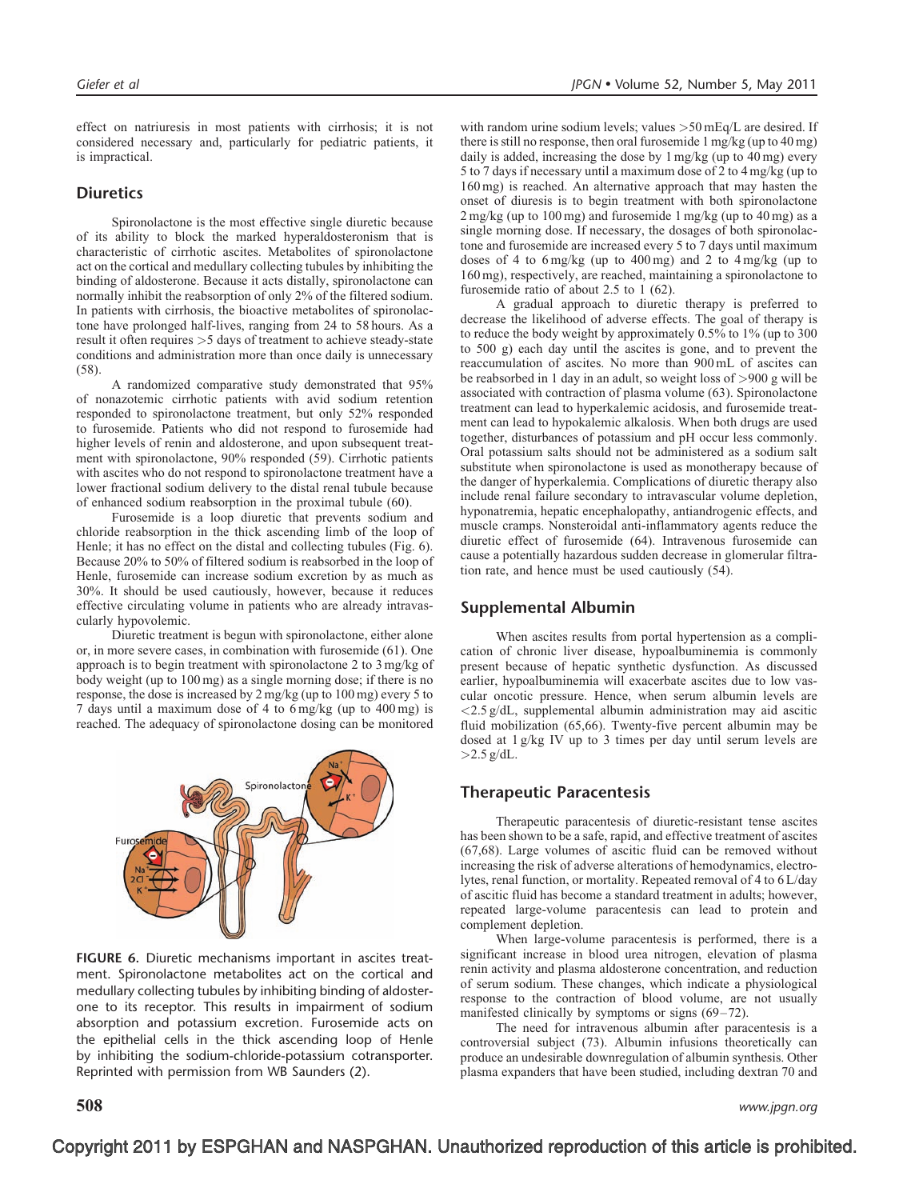effect on natriuresis in most patients with cirrhosis; it is not considered necessary and, particularly for pediatric patients, it is impractical.

## Diuretics

Spironolactone is the most effective single diuretic because of its ability to block the marked hyperaldosteronism that is characteristic of cirrhotic ascites. Metabolites of spironolactone act on the cortical and medullary collecting tubules by inhibiting the binding of aldosterone. Because it acts distally, spironolactone can normally inhibit the reabsorption of only 2% of the filtered sodium. In patients with cirrhosis, the bioactive metabolites of spironolactone have prolonged half-lives, ranging from 24 to 58 hours. As a result it often requires >5 days of treatment to achieve steady-state conditions and administration more than once daily is unnecessary (58).

A randomized comparative study demonstrated that 95% of nonazotemic cirrhotic patients with avid sodium retention responded to spironolactone treatment, but only 52% responded to furosemide. Patients who did not respond to furosemide had higher levels of renin and aldosterone, and upon subsequent treatment with spironolactone, 90% responded (59). Cirrhotic patients with ascites who do not respond to spironolactone treatment have a lower fractional sodium delivery to the distal renal tubule because of enhanced sodium reabsorption in the proximal tubule (60).

Furosemide is a loop diuretic that prevents sodium and chloride reabsorption in the thick ascending limb of the loop of Henle; it has no effect on the distal and collecting tubules (Fig. 6). Because 20% to 50% of filtered sodium is reabsorbed in the loop of Henle, furosemide can increase sodium excretion by as much as 30%. It should be used cautiously, however, because it reduces effective circulating volume in patients who are already intravascularly hypovolemic.

Diuretic treatment is begun with spironolactone, either alone or, in more severe cases, in combination with furosemide (61). One approach is to begin treatment with spironolactone 2 to 3 mg/kg of body weight (up to 100 mg) as a single morning dose; if there is no response, the dose is increased by 2 mg/kg (up to 100 mg) every 5 to 7 days until a maximum dose of 4 to 6 mg/kg (up to 400 mg) is reached. The adequacy of spironolactone dosing can be monitored with random urine sodium levels; values >50 mEq/L are desired. If there is still no response, then oral furosemide 1 mg/kg (up to 40 mg) daily is added, increasing the dose by 1 mg/kg (up to 40 mg) every 5 to 7 days if necessary until a maximum dose of 2 to 4 mg/kg (up to 160 mg) is reached. An alternative approach that may hasten the onset of diuresis is to begin treatment with both spironolactone 2 mg/kg (up to 100 mg) and furosemide 1 mg/kg (up to 40 mg) as a single morning dose. If necessary, the dosages of both spironolactone and furosemide are increased every 5 to 7 days until maximum doses of 4 to 6 mg/kg (up to 400 mg) and 2 to 4 mg/kg (up to 160 mg), respectively, are reached, maintaining a spironolactone to furosemide ratio of about 2.5 to 1 (62).

FIGURE 6. Diuretic mechanisms important in ascites treatment. Spironolactone metabolites act on the cortical and medullary collecting tubules by inhibiting binding of aldosterone to its receptor. This results in impairment of sodium absorption and potassium excretion. Furosemide acts on the epithelial cells in the thick ascending loop of Henle by inhibiting the sodium-chloride-potassium cotransporter. Reprinted with permission from WB Saunders (2).

A gradual approach to diuretic therapy is preferred to decrease the likelihood of adverse effects. The goal of therapy is to reduce the body weight by approximately 0.5% to 1% (up to 300 to 500 g) each day until the ascites is gone, and to prevent the reaccumulation of ascites. No more than 900 mL of ascites can be reabsorbed in 1 day in an adult, so weight loss of >900 g will be associated with contraction of plasma volume (63). Spironolactone treatment can lead to hyperkalemic acidosis, and furosemide treatment can lead to hypokalemic alkalosis. When both drugs are used together, disturbances of potassium and pH occur less commonly. Oral potassium salts should not be administered as a sodium salt substitute when spironolactone is used as monotherapy because of the danger of hyperkalemia. Complications of diuretic therapy also include renal failure secondary to intravascular volume depletion, hyponatremia, hepatic encephalopathy, antiandrogenic effects, and muscle cramps. Nonsteroidal anti-inflammatory agents reduce the diuretic effect of furosemide (64). Intravenous furosemide can cause a potentially hazardous sudden decrease in glomerular filtration rate, and hence must be used cautiously (54).

## Supplemental Albumin

When ascites results from portal hypertension as a complication of chronic liver disease, hypoalbuminemia is commonly present because of hepatic synthetic dysfunction. As discussed earlier, hypoalbuminemia will exacerbate ascites due to low vascular oncotic pressure. Hence, when serum albumin levels are <2.5 g/dL, supplemental albumin administration may aid ascitic fluid mobilization (65,66). Twenty-five percent albumin may be dosed at 1 g/kg IV up to 3 times per day until serum levels are >2.5 g/dL.

## Therapeutic Paracentesis

Therapeutic paracentesis of diuretic-resistant tense ascites has been shown to be a safe, rapid, and effective treatment of ascites (67,68). Large volumes of ascitic fluid can be removed without increasing the risk of adverse alterations of hemodynamics, electrolytes, renal function, or mortality. Repeated removal of 4 to 6 L/day of ascitic fluid has become a standard treatment in adults; however, repeated large-volume paracentesis can lead to protein and complement depletion.

When large-volume paracentesis is performed, there is a significant increase in blood urea nitrogen, elevation of plasma renin activity and plasma aldosterone concentration, and reduction of serum sodium. These changes, which indicate a physiological response to the contraction of blood volume, are not usually manifested clinically by symptoms or signs (69–72).

The need for intravenous albumin after paracentesis is a controversial subject (73). Albumin infusions theoretically can produce an undesirable downregulation of albumin synthesis. Other plasma expanders that have been studied, including dextran 70 and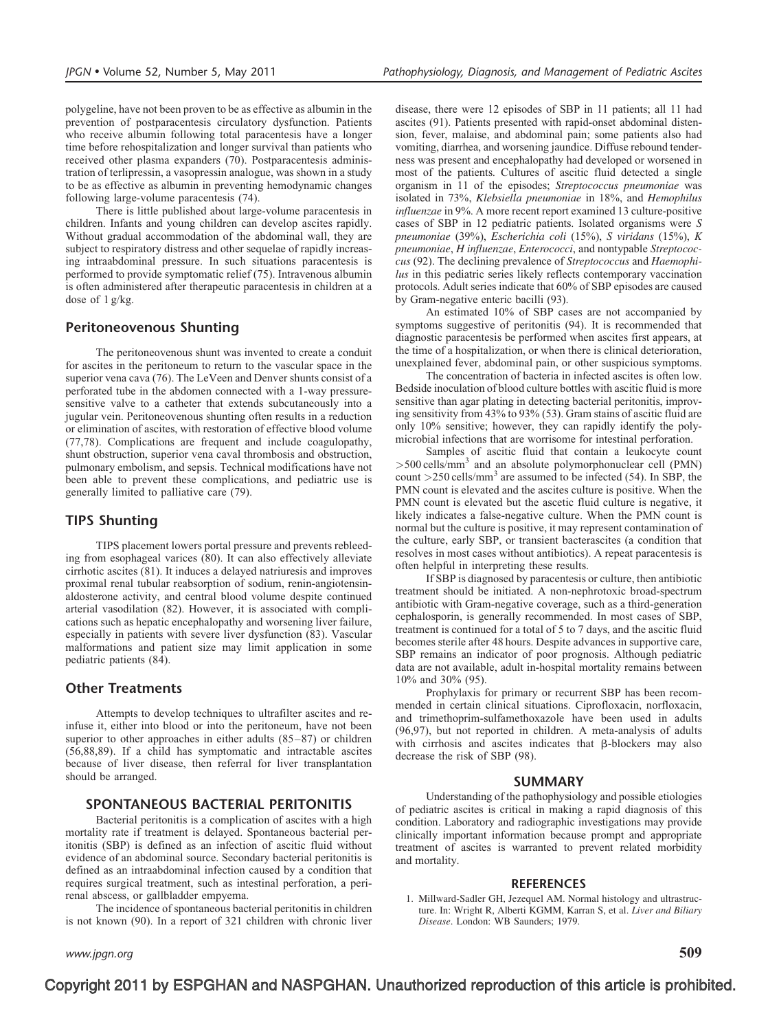polygeline, have not been proven to be as effective as albumin in the prevention of postparacentesis circulatory dysfunction. Patients who receive albumin following total paracentesis have a longer time before rehospitalization and longer survival than patients who received other plasma expanders (70). Postparacentesis administration of terlipressin, a vasopressin analogue, was shown in a study to be as effective as albumin in preventing hemodynamic changes following large-volume paracentesis (74).

There is little published about large-volume paracentesis in children. Infants and young children can develop ascites rapidly. Without gradual accommodation of the abdominal wall, they are subject to respiratory distress and other sequelae of rapidly increasing intraabdominal pressure. In such situations paracentesis is performed to provide symptomatic relief (75). Intravenous albumin is often administered after therapeutic paracentesis in children at a dose of 1 g/kg.

### Peritoneovenous Shunting

The peritoneovenous shunt was invented to create a conduit for ascites in the peritoneum to return to the vascular space in the superior vena cava (76). The LeVeen and Denver shunts consist of a perforated tube in the abdomen connected with a 1-way pressure-sensitive valve to a catheter that extends subcutaneously into a jugular vein. Peritoneovenous shunting often results in a reduction or elimination of ascites, with restoration of effective blood volume (77,78). Complications are frequent and include coagulopathy, shunt obstruction, superior vena caval thrombosis and obstruction, pulmonary embolism, and sepsis. Technical modifications have not been able to prevent these complications, and pediatric use is generally limited to palliative care (79).

### TIPS Shunting

TIPS placement lowers portal pressure and prevents rebleeding from esophageal varices (80). It can also effectively alleviate cirrhotic ascites (81). It induces a delayed natriuresis and improves proximal renal tubular reabsorption of sodium, renin-angiotensin-aldosterone activity, and central blood volume despite continued arterial vasodilation (82). However, it is associated with complications such as hepatic encephalopathy and worsening liver failure, especially in patients with severe liver dysfunction (83). Vascular malformations and patient size may limit application in some pediatric patients (84).

### Other Treatments

Attempts to develop techniques to ultrafilter ascites and reinfuse it, either into blood or into the peritoneum, have not been superior to other approaches in either adults (85–87) or children (56,88,89). If a child has symptomatic and intractable ascites because of liver disease, then referral for liver transplantation should be arranged.

## SPONTANEOUS BACTERIAL PERITONITIS

Bacterial peritonitis is a complication of ascites with a high mortality rate if treatment is delayed. Spontaneous bacterial peritonitis (SBP) is defined as an infection of ascitic fluid without evidence of an abdominal source. Secondary bacterial peritonitis is defined as an intraabdominal infection caused by a condition that requires surgical treatment, such as intestinal perforation, a perirenal abscess, or gallbladder empyema.

The incidence of spontaneous bacterial peritonitis in children is not known (90). In a report of 321 children with chronic liver disease, there were 12 episodes of SBP in 11 patients; all 11 had ascites (91). Patients presented with rapid-onset abdominal distension, fever, malaise, and abdominal pain; some patients also had vomiting, diarrhea, and worsening jaundice. Diffuse rebound tenderness was present and encephalopathy had developed or worsened in most of the patients. Cultures of ascitic fluid detected a single organism in 11 of the episodes; *Streptococcus pneumoniae* was isolated in 73%, *Klebsiella pneumoniae* in 18%, and *Hemophilus influenzae* in 9%. A more recent report examined 13 culture-positive cases of SBP in 12 pediatric patients. Isolated organisms were *S pneumoniae* (39%), *Escherichia coli* (15%), *S viridans* (15%), *K pneumoniae*, *H influenzae*, *Enterococci*, and nontypable *Streptococcus* (92). The declining prevalence of *Streptococcus* and *Haemophilus* in this pediatric series likely reflects contemporary vaccination protocols. Adult series indicate that 60% of SBP episodes are caused by Gram-negative enteric bacilli (93).

An estimated 10% of SBP cases are not accompanied by symptoms suggestive of peritonitis (94). It is recommended that diagnostic paracentesis be performed when ascites first appears, at the time of a hospitalization, or when there is clinical deterioration, unexplained fever, abdominal pain, or other suspicious symptoms.

The concentration of bacteria in infected ascites is often low. Bedside inoculation of blood culture bottles with ascitic fluid is more sensitive than agar plating in detecting bacterial peritonitis, improving sensitivity from 43% to 93% (53). Gram stains of ascitic fluid are only 10% sensitive; however, they can rapidly identify the polymicrobial infections that are worrisome for intestinal perforation.

Samples of ascitic fluid that contain a leukocyte count $>500$ cells/mm$^3$ and an absolute polymorphonuclear cell (PMN) count $>250$ cells/mm$^3$ are assumed to be infected (54). In SBP, the PMN count is elevated and the ascites culture is positive. When the PMN count is elevated but the ascetic fluid culture is negative, it likely indicates a false-negative culture. When the PMN count is normal but the culture is positive, it may represent contamination of the culture, early SBP, or transient bacterascites (a condition that resolves in most cases without antibiotics). A repeat paracentesis is often helpful in interpreting these results.

If SBP is diagnosed by paracentesis or culture, then antibiotic treatment should be initiated. A non-nephrotoxic broad-spectrum antibiotic with Gram-negative coverage, such as a third-generation cephalosporin, is generally recommended. In most cases of SBP, treatment is continued for a total of 5 to 7 days, and the ascitic fluid becomes sterile after 48 hours. Despite advances in supportive care, SBP remains an indicator of poor prognosis. Although pediatric data are not available, adult in-hospital mortality remains between 10% and 30% (95).

Prophylaxis for primary or recurrent SBP has been recommended in certain clinical situations. Ciprofloxacin, norfloxacin, and trimethoprim-sulfamethoxazole have been used in adults (96,97), but not reported in children. A meta-analysis of adults with cirrhosis and ascites indicates that β-blockers may also decrease the risk of SBP (98).

## SUMMARY

Understanding of the pathophysiology and possible etiologies of pediatric ascites is critical in making a rapid diagnosis of this condition. Laboratory and radiographic investigations may provide clinically important information because prompt and appropriate treatment of ascites is warranted to prevent related morbidity and mortality.

## REFERENCES

1. Millward-Sadler GH, Jezequel AM. Normal histology and ultrastructure. In: Wright R, Alberti KGMM, Karran S, et al. *Liver and Biliary Disease*. London: WB Saunders; 1979.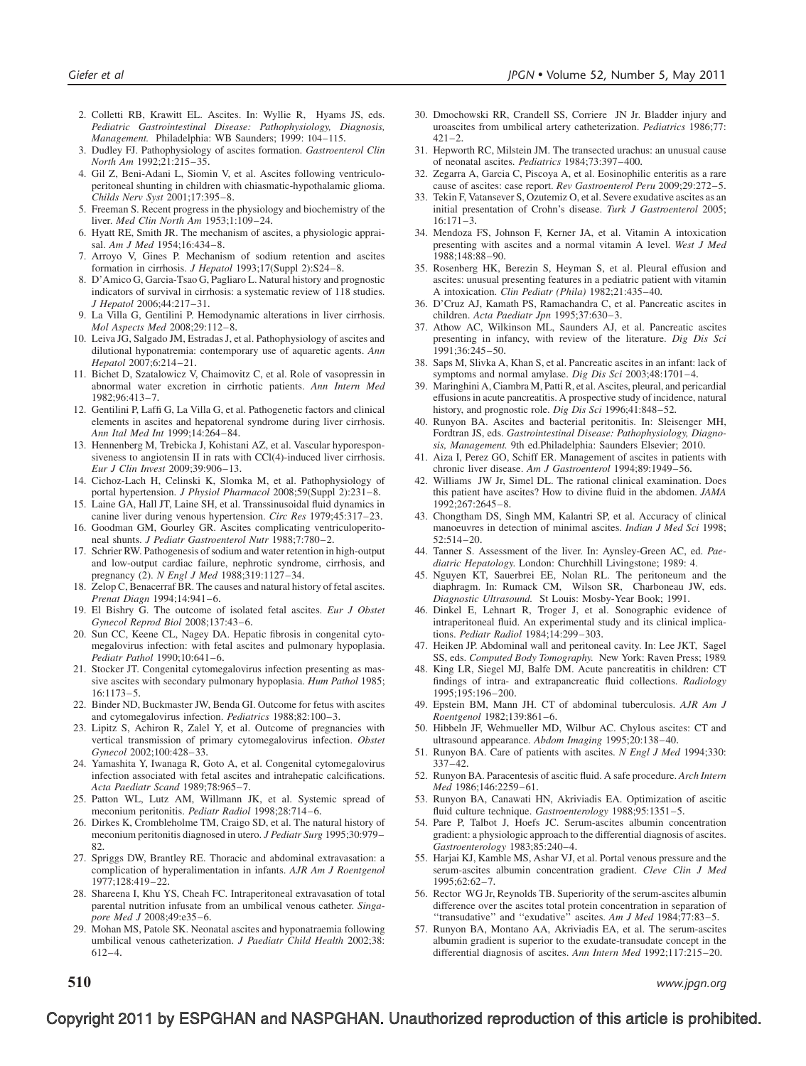2. Colletti RB, Krawitt EL. Ascites. In: Wyllie R, Hyams JS, eds. *Pediatric Gastrointestinal Disease: Pathophysiology, Diagnosis, Management.* Philadelphia: WB Saunders; 1999: 104–115.
3. Dudley FJ. Pathophysiology of ascites formation. *Gastroenterol Clin North Am* 1992;21:215–35.
4. Gil Z, Beni-Adani L, Siomin V, et al. Ascites following ventriculoperitoneal shunting in children with chiasmatic-hypothalamic glioma. *Childs Nerv Syst* 2001;17:395–8.
5. Freeman S. Recent progress in the physiology and biochemistry of the liver. *Med Clin North Am* 1953;1:109–24.
6. Hyatt RE, Smith JR. The mechanism of ascites, a physiologic appraisal. *Am J Med* 1954;16:434–8.
7. Arroyo V, Gines P. Mechanism of sodium retention and ascites formation in cirrhosis. *J Hepatol* 1993;17(Suppl 2):S24–8.
8. D'Amico G, Garcia-Tsao G, Pagliaro L. Natural history and prognostic indicators of survival in cirrhosis: a systematic review of 118 studies. *J Hepatol* 2006;44:217–31.
9. La Villa G, Gentilini P. Hemodynamic alterations in liver cirrhosis. *Mol Aspects Med* 2008;29:112–8.
10. Leiva JG, Salgado JM, Estradas J, et al. Pathophysiology of ascites and dilutional hyponatremia: contemporary use of aquaretic agents. *Ann Hepatol* 2007;6:214–21.
11. Bichet D, Szatalowicz V, Chaimovitz C, et al. Role of vasopressin in abnormal water excretion in cirrhotic patients. *Ann Intern Med* 1982;96:413–7.
12. Gentilini P, Laffi G, La Villa G, et al. Pathogenetic factors and clinical elements in ascites and hepatorenal syndrome during liver cirrhosis. *Ann Ital Med Int* 1999;14:264–84.
13. Hennenberg M, Trebicka J, Kohistani AZ, et al. Vascular hyporesponsiveness to angiotensin II in rats with CCl(4)-induced liver cirrhosis. *Eur J Clin Invest* 2009;39:906–13.
14. Cichoz-Lach H, Celinski K, Slomka M, et al. Pathophysiology of portal hypertension. *J Physiol Pharmacol* 2008;59(Suppl 2):231–8.
15. Laine GA, Hall JT, Laine SH, et al. Transsinusoidal fluid dynamics in canine liver during venous hypertension. *Circ Res* 1979;45:317–23.
16. Goodman GM, Gourley GR. Ascites complicating ventriculoperitoneal shunts. *J Pediatr Gastroenterol Nutr* 1988;7:780–2.
17. Schrier RW. Pathogenesis of sodium and water retention in high-output and low-output cardiac failure, nephrotic syndrome, cirrhosis, and pregnancy (2). *N Engl J Med* 1988;319:1127–34.
18. Zelop C, Benacerraf BR. The causes and natural history of fetal ascites. *Prenat Diagn* 1994;14:941–6.
19. El Bishry G. The outcome of isolated fetal ascites. *Eur J Obstet Gynecol Reprod Biol* 2008;137:43–6.
20. Sun CC, Keene CL, Nagey DA. Hepatic fibrosis in congenital cytomegalovirus infection: with fetal ascites and pulmonary hypoplasia. *Pediatr Pathol* 1990;10:641–6.
21. Stocker JT. Congenital cytomegalovirus infection presenting as massive ascites with secondary pulmonary hypoplasia. *Hum Pathol* 1985; 16:1173–5.
22. Binder ND, Buckmaster JW, Benda GI. Outcome for fetus with ascites and cytomegalovirus infection. *Pediatrics* 1988;82:100–3.
23. Lipitz S, Achiron R, Zalel Y, et al. Outcome of pregnancies with vertical transmission of primary cytomegalovirus infection. *Obstet Gynecol* 2002;100:428–33.
24. Yamashita Y, Iwanaga R, Goto A, et al. Congenital cytomegalovirus infection associated with fetal ascites and intrahepatic calcifications. *Acta Paediatr Scand* 1989;78:965–7.
25. Patton WL, Lutz AM, Willmann JK, et al. Systemic spread of meconium peritonitis. *Pediatr Radiol* 1998;28:714–6.
26. Dirkes K, Crombleholme TM, Craigo SD, et al. The natural history of meconium peritonitis diagnosed in utero. *J Pediatr Surg* 1995;30:979–82.
27. Spriggs DW, Brantley RE. Thoracic and abdominal extravasation: a complication of hyperalimentation in infants. *AJR Am J Roentgenol* 1977;128:419–22.
28. Shareena I, Khu YS, Cheah FC. Intraperitoneal extravasation of total parental nutrition infusate from an umbilical venous catheter. *Singapore Med J* 2008;49:e35–6.
29. Mohan MS, Patole SK. Neonatal ascites and hyponatraemia following umbilical venous catheterization. *J Paediatr Child Health* 2002;38: 612–4.
30. Dmochowski RR, Crandell SS, Corriere JN Jr. Bladder injury and uroascites from umbilical artery catheterization. *Pediatrics* 1986;77: 421–2.
31. Hepworth RC, Milstein JM. The transected urachus: an unusual cause of neonatal ascites. *Pediatrics* 1984;73:397–400.
32. Zegarra A, Garcia C, Piscoya A, et al. Eosinophilic enteritis as a rare cause of ascites: case report. *Rev Gastroenterol Peru* 2009;29:272–5.
33. Tekin F, Vatansever S, Ozutemiz O, et al. Severe exudative ascites as an initial presentation of Crohn's disease. *Turk J Gastroenterol* 2005; 16:171–3.
34. Mendoza FS, Johnson F, Kerner JA, et al. Vitamin A intoxication presenting with ascites and a normal vitamin A level. *West J Med* 1988;148:88–90.
35. Rosenberg HK, Berezin S, Heyman S, et al. Pleural effusion and ascites: unusual presenting features in a pediatric patient with vitamin A intoxication. *Clin Pediatr (Phila)* 1982;21:435–40.
36. D'Cruz AJ, Kamath PS, Ramachandra C, et al. Pancreatic ascites in children. *Acta Paediatr Jpn* 1995;37:630–3.
37. Athow AC, Wilkinson ML, Saunders AJ, et al. Pancreatic ascites presenting in infancy, with review of the literature. *Dig Dis Sci* 1991;36:245–50.
38. Saps M, Slivka A, Khan S, et al. Pancreatic ascites in an infant: lack of symptoms and normal amylase. *Dig Dis Sci* 2003;48:1701–4.
39. Maringhini A, Ciambra M, Patti R, et al. Ascites, pleural, and pericardial effusions in acute pancreatitis. A prospective study of incidence, natural history, and prognostic role. *Dig Dis Sci* 1996;41:848–52.
40. Runyon BA. Ascites and bacterial peritonitis. In: Sleisenger MH, Fordtran JS, eds. *Gastrointestinal Disease: Pathophysiology, Diagnosis, Management.* 9th ed.Philadelphia: Saunders Elsevier; 2010.
41. Aiza I, Perez GO, Schiff ER. Management of ascites in patients with chronic liver disease. *Am J Gastroenterol* 1994;89:1949–56.
42. Williams JW Jr, Simel DL. The rational clinical examination. Does this patient have ascites? How to divine fluid in the abdomen. *JAMA* 1992;267:2645–8.
43. Chongtham DS, Singh MM, Kalantri SP, et al. Accuracy of clinical manoeuvres in detection of minimal ascites. *Indian J Med Sci* 1998; 52:514–20.
44. Tanner S. Assessment of the liver. In: Aynsley-Green AC, ed. *Paediatric Hepatology.* London: Churchhill Livingstone; 1989: 4.
45. Nguyen KT, Sauerbrei EE, Nolan RL. The peritoneum and the diaphragm. In: Rumack CM, Wilson SR, Charboneau JW, eds. *Diagnostic Ultrasound.* St Louis: Mosby-Year Book; 1991.
46. Dinkel E, Lehnart R, Troger J, et al. Sonographic evidence of intraperitoneal fluid. An experimental study and its clinical implications. *Pediatr Radiol* 1984;14:299–303.
47. Heiken JP. Abdominal wall and peritoneal cavity. In: Lee JKT, Sagel SS, eds. *Computed Body Tomography.* New York: Raven Press; 1989.
48. King LR, Siegel MJ, Balfe DM. Acute pancreatitis in children: CT findings of intra- and extrapancreatic fluid collections. *Radiology* 1995;195:196–200.
49. Epstein BM, Mann JH. CT of abdominal tuberculosis. *AJR Am J Roentgenol* 1982;139:861–6.
50. Hibbeln JF, Wehmueller MD, Wilbur AC. Chylous ascites: CT and ultrasound appearance. *Abdom Imaging* 1995;20:138–40.
51. Runyon BA. Care of patients with ascites. *N Engl J Med* 1994;330: 337–42.
52. Runyon BA. Paracentesis of ascitic fluid. A safe procedure. *Arch Intern Med* 1986;146:2259–61.
53. Runyon BA, Canawati HN, Akriviadis EA. Optimization of ascitic fluid culture technique. *Gastroenterology* 1988;95:1351–5.
54. Pare P, Talbot J, Hoefs JC. Serum-ascites albumin concentration gradient: a physiologic approach to the differential diagnosis of ascites. *Gastroenterology* 1983;85:240–4.
55. Harjai KJ, Kamble MS, Ashar VJ, et al. Portal venous pressure and the serum-ascites albumin concentration gradient. *Cleve Clin J Med* 1995;62:62–7.
56. Rector WG Jr, Reynolds TB. Superiority of the serum-ascites albumin difference over the ascites total protein concentration in separation of "transudative" and "exudative" ascites. *Am J Med* 1984;77:83–5.
57. Runyon BA, Montano AA, Akriviadis EA, et al. The serum-ascites albumin gradient is superior to the exudate-transudate concept in the differential diagnosis of ascites. *Ann Intern Med* 1992;117:215–20.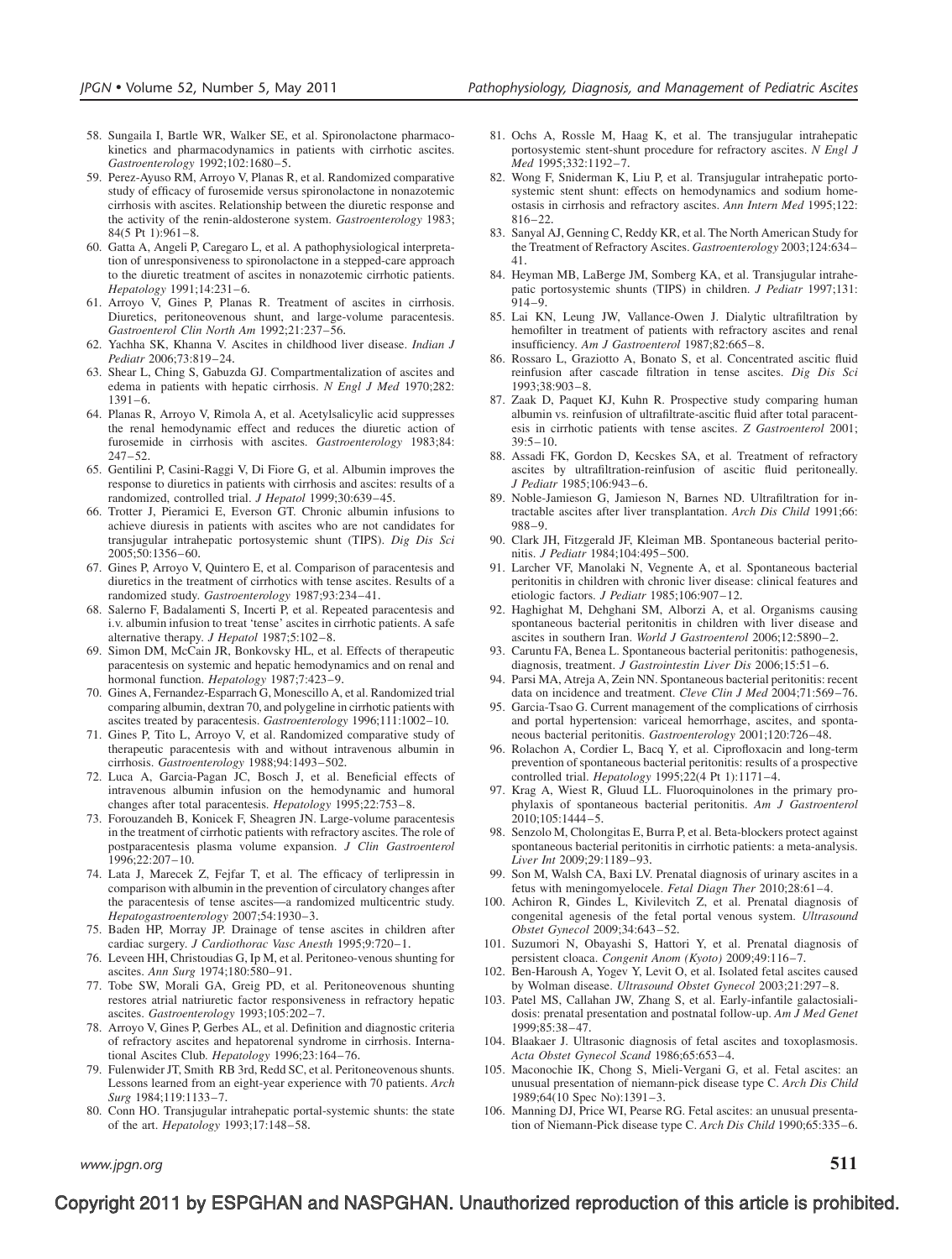58. Sungaila I, Bartle WR, Walker SE, et al. Spironolactone pharmacokinetics and pharmacodynamics in patients with cirrhotic ascites. *Gastroenterology* 1992;102:1680–5.
59. Perez-Ayuso RM, Arroyo V, Planas R, et al. Randomized comparative study of efficacy of furosemide versus spironolactone in nonazotemic cirrhosis with ascites. Relationship between the diuretic response and the activity of the renin-aldosterone system. *Gastroenterology* 1983; 84(5 Pt 1):961–8.
60. Gatta A, Angeli P, Caregaro L, et al. A pathophysiological interpretation of unresponsiveness to spironolactone in a stepped-care approach to the diuretic treatment of ascites in nonazotemic cirrhotic patients. *Hepatology* 1991;14:231–6.
61. Arroyo V, Gines P, Planas R. Treatment of ascites in cirrhosis. Diuretics, peritoneovenous shunt, and large-volume paracentesis. *Gastroenterol Clin North Am* 1992;21:237–56.
62. Yachha SK, Khanna V. Ascites in childhood liver disease. *Indian J Pediatr* 2006;73:819–24.
63. Shear L, Ching S, Gabuzda GJ. Compartmentalization of ascites and edema in patients with hepatic cirrhosis. *N Engl J Med* 1970;282: 1391–6.
64. Planas R, Arroyo V, Rimola A, et al. Acetylsalicylic acid suppresses the renal hemodynamic effect and reduces the diuretic action of furosemide in cirrhosis with ascites. *Gastroenterology* 1983;84: 247–52.
65. Gentilini P, Casini-Raggi V, Di Fiore G, et al. Albumin improves the response to diuretics in patients with cirrhosis and ascites: results of a randomized, controlled trial. *J Hepatol* 1999;30:639–45.
66. Trotter J, Pieramici E, Everson GT. Chronic albumin infusions to achieve diuresis in patients with ascites who are not candidates for transjugular intrahepatic portosystemic shunt (TIPS). *Dig Dis Sci* 2005;50:1356–60.
67. Gines P, Arroyo V, Quintero E, et al. Comparison of paracentesis and diuretics in the treatment of cirrhotics with tense ascites. Results of a randomized study. *Gastroenterology* 1987;93:234–41.
68. Salerno F, Badalamenti S, Incerti P, et al. Repeated paracentesis and i.v. albumin infusion to treat 'tense' ascites in cirrhotic patients. A safe alternative therapy. *J Hepatol* 1987;5:102–8.
69. Simon DM, McCain JR, Bonkovsky HL, et al. Effects of therapeutic paracentesis on systemic and hepatic hemodynamics and on renal and hormonal function. *Hepatology* 1987;7:423–9.
70. Gines A, Fernandez-Esparrach G, Monescillo A, et al. Randomized trial comparing albumin, dextran 70, and polygeline in cirrhotic patients with ascites treated by paracentesis. *Gastroenterology* 1996;111:1002–10.
71. Gines P, Tito L, Arroyo V, et al. Randomized comparative study of therapeutic paracentesis with and without intravenous albumin in cirrhosis. *Gastroenterology* 1988;94:1493–502.
72. Luca A, Garcia-Pagan JC, Bosch J, et al. Beneficial effects of intravenous albumin infusion on the hemodynamic and humoral changes after total paracentesis. *Hepatology* 1995;22:753–8.
73. Forouzandeh B, Konicek F, Sheagren JN. Large-volume paracentesis in the treatment of cirrhotic patients with refractory ascites. The role of postparacentesis plasma volume expansion. *J Clin Gastroenterol* 1996;22:207–10.
74. Lata J, Marecek Z, Fejfar T, et al. The efficacy of terlipressin in comparison with albumin in the prevention of circulatory changes after the paracentesis of tense ascites—a randomized multicentric study. *Hepatogastroenterology* 2007;54:1930–3.
75. Baden HP, Morray JP. Drainage of tense ascites in children after cardiac surgery. *J Cardiothorac Vasc Anesth* 1995;9:720–1.
76. Leveen HH, Christoudias G, Ip M, et al. Peritoneo-venous shunting for ascites. *Ann Surg* 1974;180:580–91.
77. Tobe SW, Morali GA, Greig PD, et al. Peritoneovenous shunting restores atrial natriuretic factor responsiveness in refractory hepatic ascites. *Gastroenterology* 1993;105:202–7.
78. Arroyo V, Gines P, Gerbes AL, et al. Definition and diagnostic criteria of refractory ascites and hepatorenal syndrome in cirrhosis. International Ascites Club. *Hepatology* 1996;23:164–76.
79. Fulenwider JT, Smith RB 3rd, Redd SC, et al. Peritoneovenous shunts. Lessons learned from an eight-year experience with 70 patients. *Arch Surg* 1984;119:1133–7.
80. Conn HO. Transjugular intrahepatic portal-systemic shunts: the state of the art. *Hepatology* 1993;17:148–58.
81. Ochs A, Rossle M, Haag K, et al. The transjugular intrahepatic portosystemic stent-shunt procedure for refractory ascites. *N Engl J Med* 1995;332:1192–7.
82. Wong F, Sniderman K, Liu P, et al. Transjugular intrahepatic portosystemic stent shunt: effects on hemodynamics and sodium homeostasis in cirrhosis and refractory ascites. *Ann Intern Med* 1995;122: 816–22.
83. Sanyal AJ, Genning C, Reddy KR, et al. The North American Study for the Treatment of Refractory Ascites. *Gastroenterology* 2003;124:634–41.
84. Heyman MB, LaBerge JM, Somberg KA, et al. Transjugular intrahepatic portosystemic shunts (TIPS) in children. *J Pediatr* 1997;131: 914–9.
85. Lai KN, Leung JW, Vallance-Owen J. Dialytic ultrafiltration by hemofilter in treatment of patients with refractory ascites and renal insufficiency. *Am J Gastroenterol* 1987;82:665–8.
86. Rossaro L, Graziotto A, Bonato S, et al. Concentrated ascitic fluid reinfusion after cascade filtration in tense ascites. *Dig Dis Sci* 1993;38:903–8.
87. Zaak D, Paquet KJ, Kuhn R. Prospective study comparing human albumin vs. reinfusion of ultrafiltrate-ascitic fluid after total paracentesis in cirrhotic patients with tense ascites. *Z Gastroenterol* 2001; 39:5–10.
88. Assadi FK, Gordon D, Kecskes SA, et al. Treatment of refractory ascites by ultrafiltration-reinfusion of ascitic fluid peritoneally. *J Pediatr* 1985;106:943–6.
89. Noble-Jamieson G, Jamieson N, Barnes ND. Ultrafiltration for intractable ascites after liver transplantation. *Arch Dis Child* 1991;66: 988–9.
90. Clark JH, Fitzgerald JF, Kleiman MB. Spontaneous bacterial peritonitis. *J Pediatr* 1984;104:495–500.
91. Larcher VF, Manolaki N, Vegnente A, et al. Spontaneous bacterial peritonitis in children with chronic liver disease: clinical features and etiologic factors. *J Pediatr* 1985;106:907–12.
92. Haghighat M, Dehghani SM, Alborzi A, et al. Organisms causing spontaneous bacterial peritonitis in children with liver disease and ascites in southern Iran. *World J Gastroenterol* 2006;12:5890–2.
93. Caruntu FA, Benea L. Spontaneous bacterial peritonitis: pathogenesis, diagnosis, treatment. *J Gastrointestin Liver Dis* 2006;15:51–6.
94. Parsi MA, Atreja A, Zein NN. Spontaneous bacterial peritonitis: recent data on incidence and treatment. *Cleve Clin J Med* 2004;71:569–76.
95. Garcia-Tsao G. Current management of the complications of cirrhosis and portal hypertension: variceal hemorrhage, ascites, and spontaneous bacterial peritonitis. *Gastroenterology* 2001;120:726–48.
96. Rolachon A, Cordier L, Bacq Y, et al. Ciprofloxacin and long-term prevention of spontaneous bacterial peritonitis: results of a prospective controlled trial. *Hepatology* 1995;22(4 Pt 1):1171–4.
97. Krag A, Wiest R, Gluud LL. Fluoroquinolones in the primary prophylaxis of spontaneous bacterial peritonitis. *Am J Gastroenterol* 2010;105:1444–5.
98. Senzolo M, Cholongitas E, Burra P, et al. Beta-blockers protect against spontaneous bacterial peritonitis in cirrhotic patients: a meta-analysis. *Liver Int* 2009;29:1189–93.
99. Son M, Walsh CA, Baxi LV. Prenatal diagnosis of urinary ascites in a fetus with meningomyelocele. *Fetal Diagn Ther* 2010;28:61–4.
100. Achiron R, Gindes L, Kivilevitch Z, et al. Prenatal diagnosis of congenital agenesis of the fetal portal venous system. *Ultrasound Obstet Gynecol* 2009;34:643–52.
101. Suzumori N, Obayashi S, Hattori Y, et al. Prenatal diagnosis of persistent cloaca. *Congenit Anom (Kyoto)* 2009;49:116–7.
102. Ben-Haroush A, Yogev Y, Levit O, et al. Isolated fetal ascites caused by Wolman disease. *Ultrasound Obstet Gynecol* 2003;21:297–8.
103. Patel MS, Callahan JW, Zhang S, et al. Early-infantile galactosialidosis: prenatal presentation and postnatal follow-up. *Am J Med Genet* 1999;85:38–47.
104. Blaakaer J. Ultrasonic diagnosis of fetal ascites and toxoplasmosis. *Acta Obstet Gynecol Scand* 1986;65:653–4.
105. Maconochie IK, Chong S, Mieli-Vergani G, et al. Fetal ascites: an unusual presentation of niemann-pick disease type C. *Arch Dis Child* 1989;64(10 Spec No):1391–3.
106. Manning DJ, Price WI, Pearse RG. Fetal ascites: an unusual presentation of Niemann-Pick disease type C. *Arch Dis Child* 1990;65:335–6.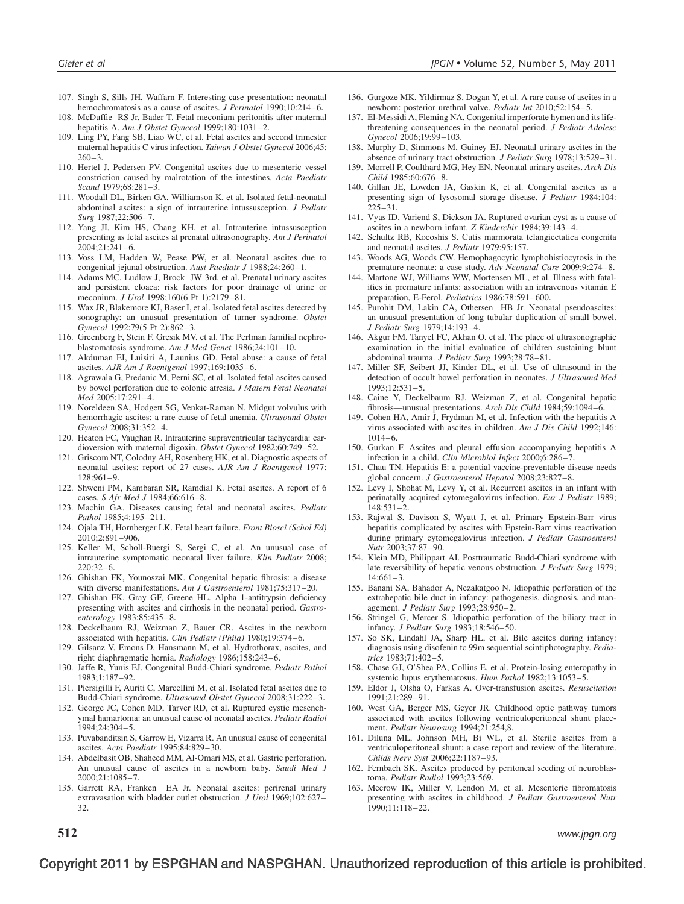107. Singh S, Sills JH, Waffarn F. Interesting case presentation: neonatal hemochromatosis as a cause of ascites. *J Perinatol* 1990;10:214–6.
108. McDuffie RS Jr, Bader T. Fetal meconium peritonitis after maternal hepatitis A. *Am J Obstet Gynecol* 1999;180:1031–2.
109. Ling PY, Fang SB, Liao WC, et al. Fetal ascites and second trimester maternal hepatitis C virus infection. *Taiwan J Obstet Gynecol* 2006;45: 260–3.
110. Hertel J, Pedersen PV. Congenital ascites due to mesenteric vessel constriction caused by malrotation of the intestines. *Acta Paediatr Scand* 1979;68:281–3.
111. Woodall DL, Birken GA, Williamson K, et al. Isolated fetal-neonatal abdominal ascites: a sign of intrauterine intussusception. *J Pediatr Surg* 1987;22:506–7.
112. Yang JI, Kim HS, Chang KH, et al. Intrauterine intussusception presenting as fetal ascites at prenatal ultrasonography. *Am J Perinatol* 2004;21:241–6.
113. Voss LM, Hadden W, Pease PW, et al. Neonatal ascites due to congenital jejunal obstruction. *Aust Paediatr J* 1988;24:260–1.
114. Adams MC, Ludlow J, Brock JW 3rd, et al. Prenatal urinary ascites and persistent cloaca: risk factors for poor drainage of urine or meconium. *J Urol* 1998;160(6 Pt 1):2179–81.
115. Wax JR, Blakemore KJ, Baser I, et al. Isolated fetal ascites detected by sonography: an unusual presentation of turner syndrome. *Obstet Gynecol* 1992;79(5 Pt 2):862–3.
116. Greenberg F, Stein F, Gresik MV, et al. The Perlman familial nephroblastomatosis syndrome. *Am J Med Genet* 1986;24:101–10.
117. Akduman EI, Luisiri A, Launius GD. Fetal abuse: a cause of fetal ascites. *AJR Am J Roentgenol* 1997;169:1035–6.
118. Agrawala G, Predanic M, Perni SC, et al. Isolated fetal ascites caused by bowel perforation due to colonic atresia. *J Matern Fetal Neonatal Med* 2005;17:291–4.
119. Noreldeen SA, Hodgett SG, Venkat-Raman N. Midgut volvulus with hemorrhagic ascites: a rare cause of fetal anemia. *Ultrasound Obstet Gynecol* 2008;31:352–4.
120. Heaton FC, Vaughan R. Intrauterine supraventricular tachycardia: cardioversion with maternal digoxin. *Obstet Gynecol* 1982;60:749–52.
121. Griscom NT, Colodny AH, Rosenberg HK, et al. Diagnostic aspects of neonatal ascites: report of 27 cases. *AJR Am J Roentgenol* 1977; 128:961–9.
122. Shweni PM, Kambaran SR, Ramdial K. Fetal ascites. A report of 6 cases. *S Afr Med J* 1984;66:616–8.
123. Machin GA. Diseases causing fetal and neonatal ascites. *Pediatr Pathol* 1985;4:195–211.
124. Ojala TH, Hornberger LK. Fetal heart failure. *Front Biosci (Schol Ed)* 2010;2:891–906.
125. Keller M, Scholl-Buergi S, Sergi C, et al. An unusual case of intrauterine symptomatic neonatal liver failure. *Klin Padiatr* 2008; 220:32–6.
126. Ghishan FK, Younoszai MK. Congenital hepatic fibrosis: a disease with diverse manifestations. *Am J Gastroenterol* 1981;75:317–20.
127. Ghishan FK, Gray GF, Greene HL. Alpha 1-antitrypsin deficiency presenting with ascites and cirrhosis in the neonatal period. *Gastroenterology* 1983;85:435–8.
128. Deckelbaum RJ, Weizman Z, Bauer CR. Ascites in the newborn associated with hepatitis. *Clin Pediatr (Phila)* 1980;19:374–6.
129. Gilsanz V, Emons D, Hansmann M, et al. Hydrothorax, ascites, and right diaphragmatic hernia. *Radiology* 1986;158:243–6.
130. Jaffe R, Yunis EJ. Congenital Budd-Chiari syndrome. *Pediatr Pathol* 1983;1:187–92.
131. Piersigilli F, Auriti C, Marcellini M, et al. Isolated fetal ascites due to Budd-Chiari syndrome. *Ultrasound Obstet Gynecol* 2008;31:222–3.
132. George JC, Cohen MD, Tarver RD, et al. Ruptured cystic mesenchymal hamartoma: an unusual cause of neonatal ascites. *Pediatr Radiol* 1994;24:304–5.
133. Puvabanditsin S, Garrow E, Vizarra R. An unusual cause of congenital ascites. *Acta Paediatr* 1995;84:829–30.
134. Abdelbasit OB, Shaheed MM, Al-Omari MS, et al. Gastric perforation. An unusual cause of ascites in a newborn baby. *Saudi Med J* 2000;21:1085–7.
135. Garrett RA, Franken EA Jr. Neonatal ascites: perirenal urinary extravasation with bladder outlet obstruction. *J Urol* 1969;102:627–32.
136. Gurgoze MK, Yildirmaz S, Dogan Y, et al. A rare cause of ascites in a newborn: posterior urethral valve. *Pediatr Int* 2010;52:154–5.
137. El-Messidi A, Fleming NA. Congenital imperforate hymen and its life-threatening consequences in the neonatal period. *J Pediatr Adolesc Gynecol* 2006;19:99–103.
138. Murphy D, Simmons M, Guiney EJ. Neonatal urinary ascites in the absence of urinary tract obstruction. *J Pediatr Surg* 1978;13:529–31.
139. Morrell P, Coulthard MG, Hey EN. Neonatal urinary ascites. *Arch Dis Child* 1985;60:676–8.
140. Gillan JE, Lowden JA, Gaskin K, et al. Congenital ascites as a presenting sign of lysosomal storage disease. *J Pediatr* 1984;104: 225–31.
141. Vyas ID, Variend S, Dickson JA. Ruptured ovarian cyst as a cause of ascites in a newborn infant. *Z Kinderchir* 1984;39:143–4.
142. Schultz RB, Kocoshis S. Cutis marmorata telangiectatica congenita and neonatal ascites. *J Pediatr* 1979;95:157.
143. Woods AG, Woods CW. Hemophagocytic lymphohistiocytosis in the premature neonate: a case study. *Adv Neonatal Care* 2009;9:274–8.
144. Martone WJ, Williams WW, Mortensen ML, et al. Illness with fatalities in premature infants: association with an intravenous vitamin E preparation, E-Ferol. *Pediatrics* 1986;78:591–600.
145. Purohit DM, Lakin CA, Othersen HB Jr. Neonatal pseudoascites: an unusual presentation of long tubular duplication of small bowel. *J Pediatr Surg* 1979;14:193–4.
146. Akgur FM, Tanyel FC, Akhan O, et al. The place of ultrasonographic examination in the initial evaluation of children sustaining blunt abdominal trauma. *J Pediatr Surg* 1993;28:78–81.
147. Miller SF, Seibert JJ, Kinder DL, et al. Use of ultrasound in the detection of occult bowel perforation in neonates. *J Ultrasound Med* 1993;12:531–5.
148. Caine Y, Deckelbaum RJ, Weizman Z, et al. Congenital hepatic fibrosis—unusual presentations. *Arch Dis Child* 1984;59:1094–6.
149. Cohen HA, Amir J, Frydman M, et al. Infection with the hepatitis A virus associated with ascites in children. *Am J Dis Child* 1992;146: 1014–6.
150. Gurkan F. Ascites and pleural effusion accompanying hepatitis A infection in a child. *Clin Microbiol Infect* 2000;6:286–7.
151. Chau TN. Hepatitis E: a potential vaccine-preventable disease needs global concern. *J Gastroenterol Hepatol* 2008;23:827–8.
152. Levy I, Shohat M, Levy Y, et al. Recurrent ascites in an infant with perinatally acquired cytomegalovirus infection. *Eur J Pediatr* 1989; 148:531–2.
153. Rajwal S, Davison S, Wyatt J, et al. Primary Epstein-Barr virus hepatitis complicated by ascites with Epstein-Barr virus reactivation during primary cytomegalovirus infection. *J Pediatr Gastroenterol Nutr* 2003;37:87–90.
154. Klein MD, Philippart AI. Posttraumatic Budd-Chiari syndrome with late reversibility of hepatic venous obstruction. *J Pediatr Surg* 1979; 14:661–3.
155. Banani SA, Bahador A, Nezakatgoo N. Idiopathic perforation of the extrahepatic bile duct in infancy: pathogenesis, diagnosis, and management. *J Pediatr Surg* 1993;28:950–2.
156. Stringel G, Mercer S. Idiopathic perforation of the biliary tract in infancy. *J Pediatr Surg* 1983;18:546–50.
157. So SK, Lindahl JA, Sharp HL, et al. Bile ascites during infancy: diagnosis using disofenin tc 99m sequential scintiphotography. *Pediatrics* 1983;71:402–5.
158. Chase GJ, O'Shea PA, Collins E, et al. Protein-losing enteropathy in systemic lupus erythematosus. *Hum Pathol* 1982;13:1053–5.
159. Eldor J, Olsha O, Farkas A. Over-transfusion ascites. *Resuscitation* 1991;21:289–91.
160. West GA, Berger MS, Geyer JR. Childhood optic pathway tumors associated with ascites following ventriculoperitoneal shunt placement. *Pediatr Neurosurg* 1994;21:254,8.
161. Diluna ML, Johnson MH, Bi WL, et al. Sterile ascites from a ventriculoperitoneal shunt: a case report and review of the literature. *Childs Nerv Syst* 2006;22:1187–93.
162. Fernbach SK. Ascites produced by peritoneal seeding of neuroblastoma. *Pediatr Radiol* 1993;23:569.
163. Mecrow IK, Miller V, Lendon M, et al. Mesenteric fibromatosis presenting with ascites in childhood. *J Pediatr Gastroenterol Nutr* 1990;11:118–22.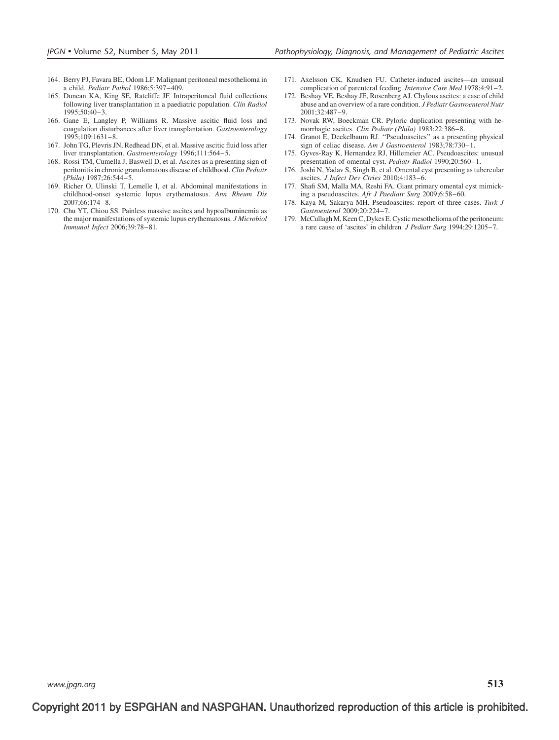164. Berry PJ, Favara BE, Odom LF. Malignant peritoneal mesothelioma in a child. *Pediatr Pathol* 1986;5:397–409.
165. Duncan KA, King SE, Ratcliffe JF. Intraperitoneal fluid collections following liver transplantation in a paediatric population. *Clin Radiol* 1995;50:40–3.
166. Gane E, Langley P, Williams R. Massive ascitic fluid loss and coagulation disturbances after liver transplantation. *Gastroenterology* 1995;109:1631–8.
167. John TG, Plevris JN, Redhead DN, et al. Massive ascitic fluid loss after liver transplantation. *Gastroenterology* 1996;111:564–5.
168. Rossi TM, Cumella J, Baswell D, et al. Ascites as a presenting sign of peritonitis in chronic granulomatous disease of childhood. *Clin Pediatr (Phila)* 1987;26:544–5.
169. Richer O, Ulinski T, Lemelle I, et al. Abdominal manifestations in childhood-onset systemic lupus erythematosus. *Ann Rheum Dis* 2007;66:174–8.
170. Chu YT, Chiou SS. Painless massive ascites and hypoalbuminemia as the major manifestations of systemic lupus erythematosus. *J Microbiol Immunol Infect* 2006;39:78–81.
171. Axelsson CK, Knudsen FU. Catheter-induced ascites—an unusual complication of parenteral feeding. *Intensive Care Med* 1978;4:91–2.
172. Beshay VE, Beshay JE, Rosenberg AJ. Chylous ascites: a case of child abuse and an overview of a rare condition. *J Pediatr Gastroenterol Nutr* 2001;32:487–9.
173. Novak RW, Boeckman CR. Pyloric duplication presenting with hemorrhagic ascites. *Clin Pediatr (Phila)* 1983;22:386–8.
174. Granot E, Deckelbaum RJ. ''Pseudoascites'' as a presenting physical sign of celiac disease. *Am J Gastroenterol* 1983;78:730–1.
175. Gyves-Ray K, Hernandez RJ, Hillemeier AC. Pseudoascites: unusual presentation of omental cyst. *Pediatr Radiol* 1990;20:560–1.
176. Joshi N, Yadav S, Singh B, et al. Omental cyst presenting as tubercular ascites. *J Infect Dev Ctries* 2010;4:183–6.
177. Shafi SM, Malla MA, Reshi FA. Giant primary omental cyst mimicking a pseudoascites. *Afr J Paediatr Surg* 2009;6:58–60.
178. Kaya M, Sakarya MH. Pseudoascites: report of three cases. *Turk J Gastroenterol* 2009;20:224–7.
179. McCullagh M, Keen C, Dykes E. Cystic mesothelioma of the peritoneum: a rare cause of 'ascites' in children. *J Pediatr Surg* 1994;29:1205–7.

Copyright 2011 by ESPGHAN and NASPGHAN. Unauthorized reproduction of this article is prohibited.